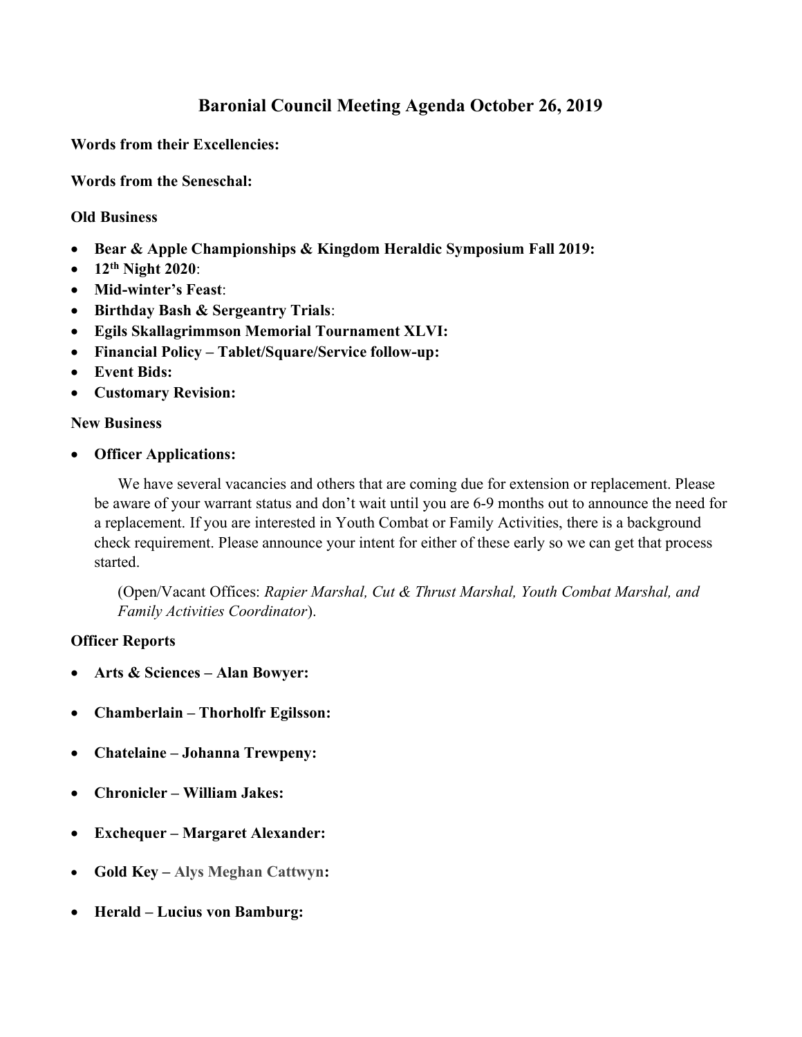# Baronial Council Meeting Agenda October 26, 2019

**Words from their Excellencies:**

**Words from the Seneschal:**

**Old Business**

- **Bear & Apple Championships & Kingdom Heraldic Symposium Fall 2019:**
- **12th Night 2020**:
- **Mid-winter's Feast**:
- **Birthday Bash & Sergeantry Trials**:
- **Egils Skallagrimmson Memorial Tournament XLVI:**
- **Financial Policy – Tablet/Square/Service follow-up:**
- **Event Bids:**
- **Customary Revision:**

**New Business**

- **Officer Applications:**

  We have several vacancies and others that are coming due for extension or replacement. Please be aware of your warrant status and don't wait until you are 6-9 months out to announce the need for a replacement. If you are interested in Youth Combat or Family Activities, there is a background check requirement. Please announce your intent for either of these early so we can get that process started.

  (Open/Vacant Offices: *Rapier Marshal, Cut & Thrust Marshal, Youth Combat Marshal, and Family Activities Coordinator*).

**Officer Reports**

- **Arts & Sciences – Alan Bowyer:**

- **Chamberlain – Thorholfr Egilsson:**

- **Chatelaine – Johanna Trewpeny:**

- **Chronicler – William Jakes:**

- **Exchequer – Margaret Alexander:**

- **Gold Key – Alys Meghan Cattwyn:**

- **Herald – Lucius von Bamburg:**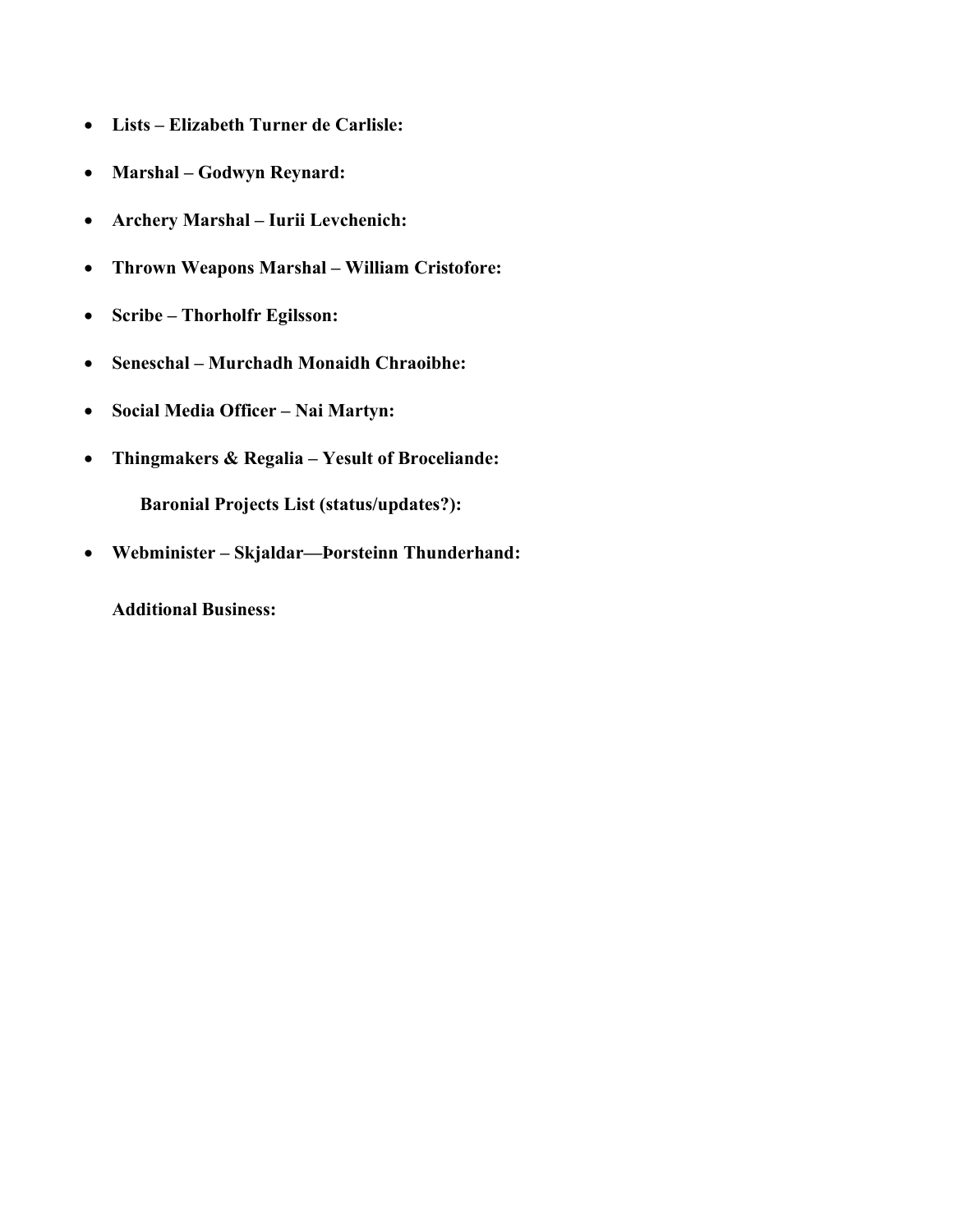- **Lists – Elizabeth Turner de Carlisle:**
- **Marshal – Godwyn Reynard:**
- **Archery Marshal – Iurii Levchenich:**
- **Thrown Weapons Marshal – William Cristofore:**
- **Scribe – Thorholfr Egilsson:**
- **Seneschal – Murchadh Monaidh Chraoibhe:**
- **Social Media Officer – Nai Martyn:**
- **Thingmakers & Regalia – Yesult of Broceliande:**

  **Baronial Projects List (status/updates?):**

- **Webminister – Skjaldar—Þorsteinn Thunderhand:**

**Additional Business:**